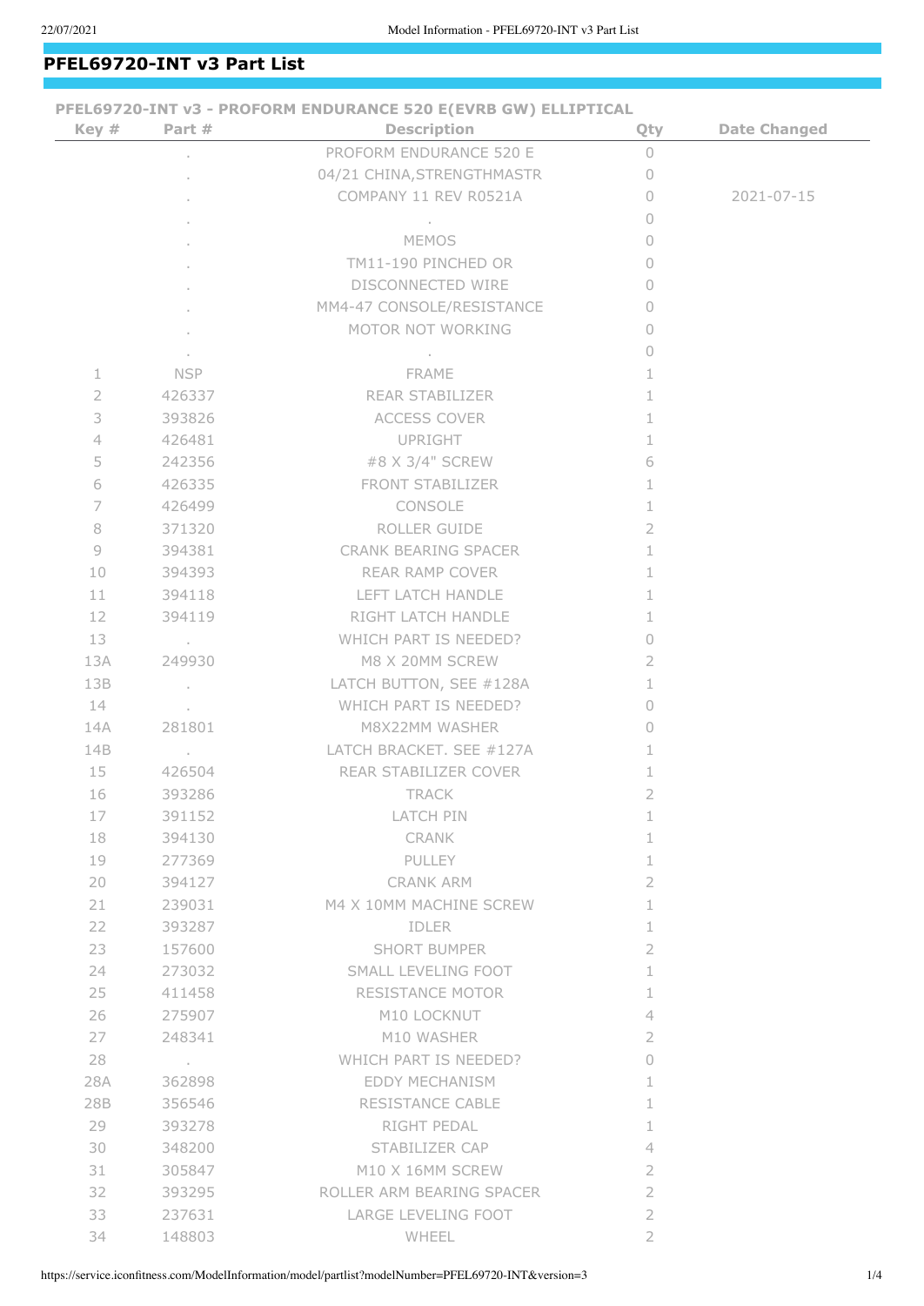# PFEL69720-INT v3 Part List

**PFEL69720-INT v3 - PROFORM ENDURANCE 520 E(EVRB GW) ELLIPTICAL**

| Key # | Part # | Description | Qty | Date Changed |
|---|---|---|---|---|
| | . | PROFORM ENDURANCE 520 E | 0 | |
| | . | 04/21 CHINA,STRENGTHMASTR | 0 | |
| | . | COMPANY 11 REV R0521A | 0 | 2021-07-15 |
| | . | . | 0 | |
| | . | MEMOS | 0 | |
| | . | TM11-190 PINCHED OR | 0 | |
| | . | DISCONNECTED WIRE | 0 | |
| | . | MM4-47 CONSOLE/RESISTANCE | 0 | |
| | . | MOTOR NOT WORKING | 0 | |
| | . | . | 0 | |
| 1 | NSP | FRAME | 1 | |
| 2 | 426337 | REAR STABILIZER | 1 | |
| 3 | 393826 | ACCESS COVER | 1 | |
| 4 | 426481 | UPRIGHT | 1 | |
| 5 | 242356 | #8 X 3/4" SCREW | 6 | |
| 6 | 426335 | FRONT STABILIZER | 1 | |
| 7 | 426499 | CONSOLE | 1 | |
| 8 | 371320 | ROLLER GUIDE | 2 | |
| 9 | 394381 | CRANK BEARING SPACER | 1 | |
| 10 | 394393 | REAR RAMP COVER | 1 | |
| 11 | 394118 | LEFT LATCH HANDLE | 1 | |
| 12 | 394119 | RIGHT LATCH HANDLE | 1 | |
| 13 | . | WHICH PART IS NEEDED? | 0 | |
| 13A | 249930 | M8 X 20MM SCREW | 2 | |
| 13B | . | LATCH BUTTON, SEE #128A | 1 | |
| 14 | . | WHICH PART IS NEEDED? | 0 | |
| 14A | 281801 | M8X22MM WASHER | 0 | |
| 14B | . | LATCH BRACKET. SEE #127A | 1 | |
| 15 | 426504 | REAR STABILIZER COVER | 1 | |
| 16 | 393286 | TRACK | 2 | |
| 17 | 391152 | LATCH PIN | 1 | |
| 18 | 394130 | CRANK | 1 | |
| 19 | 277369 | PULLEY | 1 | |
| 20 | 394127 | CRANK ARM | 2 | |
| 21 | 239031 | M4 X 10MM MACHINE SCREW | 1 | |
| 22 | 393287 | IDLER | 1 | |
| 23 | 157600 | SHORT BUMPER | 2 | |
| 24 | 273032 | SMALL LEVELING FOOT | 1 | |
| 25 | 411458 | RESISTANCE MOTOR | 1 | |
| 26 | 275907 | M10 LOCKNUT | 4 | |
| 27 | 248341 | M10 WASHER | 2 | |
| 28 | . | WHICH PART IS NEEDED? | 0 | |
| 28A | 362898 | EDDY MECHANISM | 1 | |
| 28B | 356546 | RESISTANCE CABLE | 1 | |
| 29 | 393278 | RIGHT PEDAL | 1 | |
| 30 | 348200 | STABILIZER CAP | 4 | |
| 31 | 305847 | M10 X 16MM SCREW | 2 | |
| 32 | 393295 | ROLLER ARM BEARING SPACER | 2 | |
| 33 | 237631 | LARGE LEVELING FOOT | 2 | |
| 34 | 148803 | WHEEL | 2 | |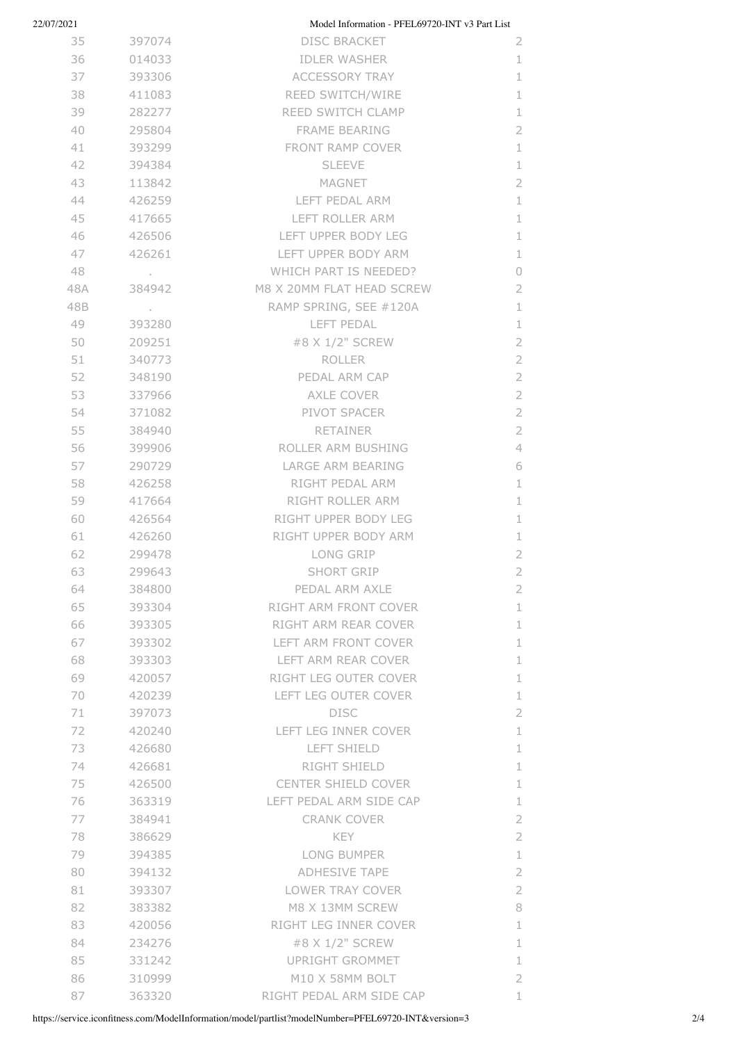| 35 | 397074 | DISC BRACKET | 2 |
|---|---|---|---|
| 36 | 014033 | IDLER WASHER | 1 |
| 37 | 393306 | ACCESSORY TRAY | 1 |
| 38 | 411083 | REED SWITCH/WIRE | 1 |
| 39 | 282277 | REED SWITCH CLAMP | 1 |
| 40 | 295804 | FRAME BEARING | 2 |
| 41 | 393299 | FRONT RAMP COVER | 1 |
| 42 | 394384 | SLEEVE | 1 |
| 43 | 113842 | MAGNET | 2 |
| 44 | 426259 | LEFT PEDAL ARM | 1 |
| 45 | 417665 | LEFT ROLLER ARM | 1 |
| 46 | 426506 | LEFT UPPER BODY LEG | 1 |
| 47 | 426261 | LEFT UPPER BODY ARM | 1 |
| 48 | . | WHICH PART IS NEEDED? | 0 |
| 48A | 384942 | M8 X 20MM FLAT HEAD SCREW | 2 |
| 48B | . | RAMP SPRING, SEE #120A | 1 |
| 49 | 393280 | LEFT PEDAL | 1 |
| 50 | 209251 | #8 X 1/2" SCREW | 2 |
| 51 | 340773 | ROLLER | 2 |
| 52 | 348190 | PEDAL ARM CAP | 2 |
| 53 | 337966 | AXLE COVER | 2 |
| 54 | 371082 | PIVOT SPACER | 2 |
| 55 | 384940 | RETAINER | 2 |
| 56 | 399906 | ROLLER ARM BUSHING | 4 |
| 57 | 290729 | LARGE ARM BEARING | 6 |
| 58 | 426258 | RIGHT PEDAL ARM | 1 |
| 59 | 417664 | RIGHT ROLLER ARM | 1 |
| 60 | 426564 | RIGHT UPPER BODY LEG | 1 |
| 61 | 426260 | RIGHT UPPER BODY ARM | 1 |
| 62 | 299478 | LONG GRIP | 2 |
| 63 | 299643 | SHORT GRIP | 2 |
| 64 | 384800 | PEDAL ARM AXLE | 2 |
| 65 | 393304 | RIGHT ARM FRONT COVER | 1 |
| 66 | 393305 | RIGHT ARM REAR COVER | 1 |
| 67 | 393302 | LEFT ARM FRONT COVER | 1 |
| 68 | 393303 | LEFT ARM REAR COVER | 1 |
| 69 | 420057 | RIGHT LEG OUTER COVER | 1 |
| 70 | 420239 | LEFT LEG OUTER COVER | 1 |
| 71 | 397073 | DISC | 2 |
| 72 | 420240 | LEFT LEG INNER COVER | 1 |
| 73 | 426680 | LEFT SHIELD | 1 |
| 74 | 426681 | RIGHT SHIELD | 1 |
| 75 | 426500 | CENTER SHIELD COVER | 1 |
| 76 | 363319 | LEFT PEDAL ARM SIDE CAP | 1 |
| 77 | 384941 | CRANK COVER | 2 |
| 78 | 386629 | KEY | 2 |
| 79 | 394385 | LONG BUMPER | 1 |
| 80 | 394132 | ADHESIVE TAPE | 2 |
| 81 | 393307 | LOWER TRAY COVER | 2 |
| 82 | 383382 | M8 X 13MM SCREW | 8 |
| 83 | 420056 | RIGHT LEG INNER COVER | 1 |
| 84 | 234276 | #8 X 1/2" SCREW | 1 |
| 85 | 331242 | UPRIGHT GROMMET | 1 |
| 86 | 310999 | M10 X 58MM BOLT | 2 |
| 87 | 363320 | RIGHT PEDAL ARM SIDE CAP | 1 |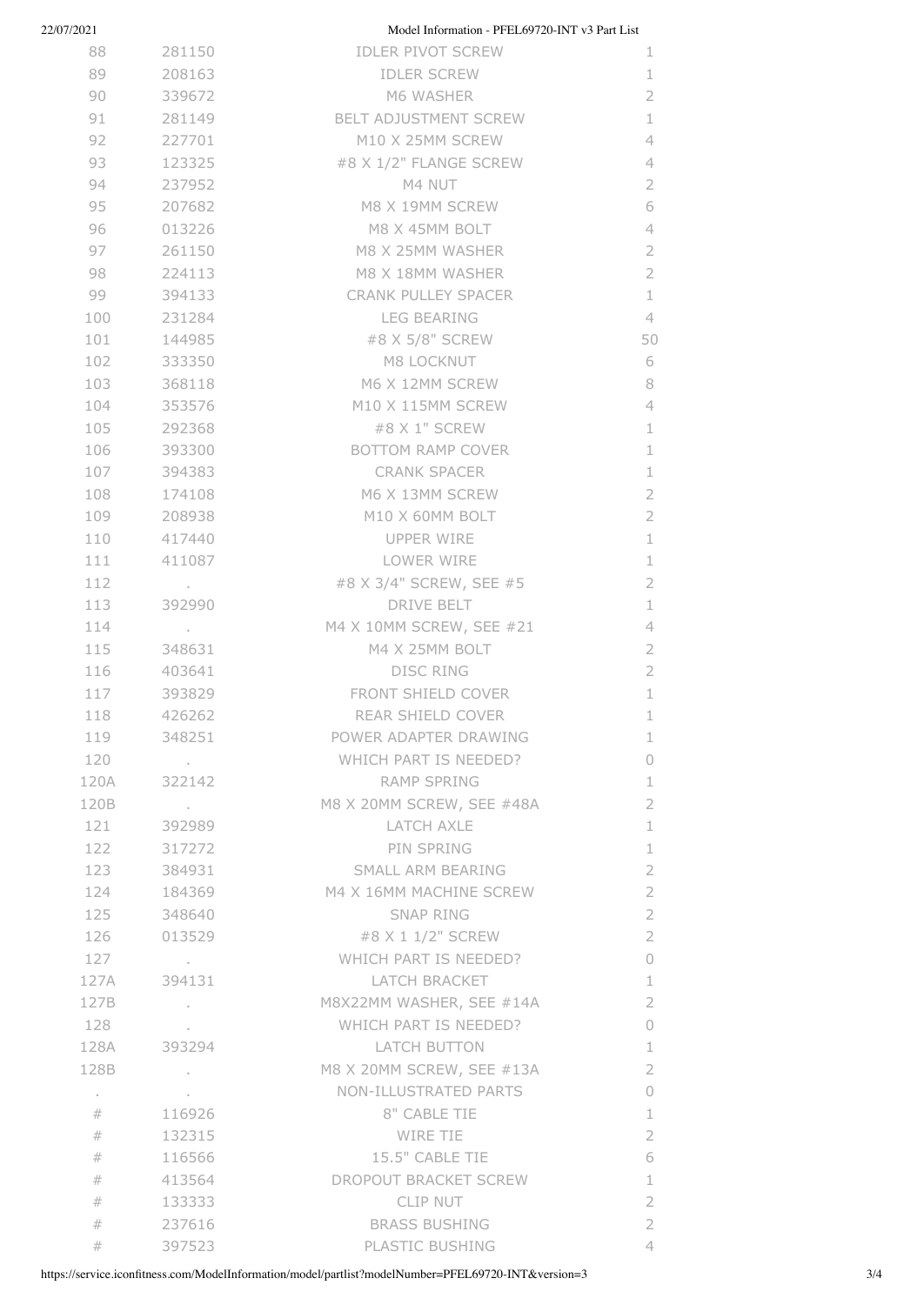| | | | |
|---|---|---|---|
| 88 | 281150 | IDLER PIVOT SCREW | 1 |
| 89 | 208163 | IDLER SCREW | 1 |
| 90 | 339672 | M6 WASHER | 2 |
| 91 | 281149 | BELT ADJUSTMENT SCREW | 1 |
| 92 | 227701 | M10 X 25MM SCREW | 4 |
| 93 | 123325 | #8 X 1/2" FLANGE SCREW | 4 |
| 94 | 237952 | M4 NUT | 2 |
| 95 | 207682 | M8 X 19MM SCREW | 6 |
| 96 | 013226 | M8 X 45MM BOLT | 4 |
| 97 | 261150 | M8 X 25MM WASHER | 2 |
| 98 | 224113 | M8 X 18MM WASHER | 2 |
| 99 | 394133 | CRANK PULLEY SPACER | 1 |
| 100 | 231284 | LEG BEARING | 4 |
| 101 | 144985 | #8 X 5/8" SCREW | 50 |
| 102 | 333350 | M8 LOCKNUT | 6 |
| 103 | 368118 | M6 X 12MM SCREW | 8 |
| 104 | 353576 | M10 X 115MM SCREW | 4 |
| 105 | 292368 | #8 X 1" SCREW | 1 |
| 106 | 393300 | BOTTOM RAMP COVER | 1 |
| 107 | 394383 | CRANK SPACER | 1 |
| 108 | 174108 | M6 X 13MM SCREW | 2 |
| 109 | 208938 | M10 X 60MM BOLT | 2 |
| 110 | 417440 | UPPER WIRE | 1 |
| 111 | 411087 | LOWER WIRE | 1 |
| 112 | . | #8 X 3/4" SCREW, SEE #5 | 2 |
| 113 | 392990 | DRIVE BELT | 1 |
| 114 | . | M4 X 10MM SCREW, SEE #21 | 4 |
| 115 | 348631 | M4 X 25MM BOLT | 2 |
| 116 | 403641 | DISC RING | 2 |
| 117 | 393829 | FRONT SHIELD COVER | 1 |
| 118 | 426262 | REAR SHIELD COVER | 1 |
| 119 | 348251 | POWER ADAPTER DRAWING | 1 |
| 120 | . | WHICH PART IS NEEDED? | 0 |
| 120A | 322142 | RAMP SPRING | 1 |
| 120B | . | M8 X 20MM SCREW, SEE #48A | 2 |
| 121 | 392989 | LATCH AXLE | 1 |
| 122 | 317272 | PIN SPRING | 1 |
| 123 | 384931 | SMALL ARM BEARING | 2 |
| 124 | 184369 | M4 X 16MM MACHINE SCREW | 2 |
| 125 | 348640 | SNAP RING | 2 |
| 126 | 013529 | #8 X 1 1/2" SCREW | 2 |
| 127 | . | WHICH PART IS NEEDED? | 0 |
| 127A | 394131 | LATCH BRACKET | 1 |
| 127B | . | M8X22MM WASHER, SEE #14A | 2 |
| 128 | . | WHICH PART IS NEEDED? | 0 |
| 128A | 393294 | LATCH BUTTON | 1 |
| 128B | . | M8 X 20MM SCREW, SEE #13A | 2 |
| . | . | NON-ILLUSTRATED PARTS | 0 |
| # | 116926 | 8" CABLE TIE | 1 |
| # | 132315 | WIRE TIE | 2 |
| # | 116566 | 15.5" CABLE TIE | 6 |
| # | 413564 | DROPOUT BRACKET SCREW | 1 |
| # | 133333 | CLIP NUT | 2 |
| # | 237616 | BRASS BUSHING | 2 |
| # | 397523 | PLASTIC BUSHING | 4 |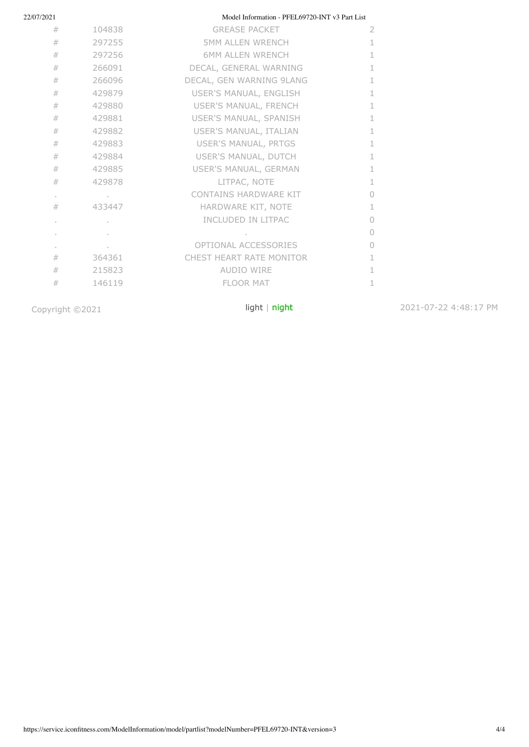| | | | |
|---|---|---|---|
| # | 104838 | GREASE PACKET | 2 |
| # | 297255 | 5MM ALLEN WRENCH | 1 |
| # | 297256 | 6MM ALLEN WRENCH | 1 |
| # | 266091 | DECAL, GENERAL WARNING | 1 |
| # | 266096 | DECAL, GEN WARNING 9LANG | 1 |
| # | 429879 | USER'S MANUAL, ENGLISH | 1 |
| # | 429880 | USER'S MANUAL, FRENCH | 1 |
| # | 429881 | USER'S MANUAL, SPANISH | 1 |
| # | 429882 | USER'S MANUAL, ITALIAN | 1 |
| # | 429883 | USER'S MANUAL, PRTGS | 1 |
| # | 429884 | USER'S MANUAL, DUTCH | 1 |
| # | 429885 | USER'S MANUAL, GERMAN | 1 |
| # | 429878 | LITPAC, NOTE | 1 |
| . | . | CONTAINS HARDWARE KIT | 0 |
| # | 433447 | HARDWARE KIT, NOTE | 1 |
| . | . | INCLUDED IN LITPAC | 0 |
| . | . | . | 0 |
| . | . | OPTIONAL ACCESSORIES | 0 |
| # | 364361 | CHEST HEART RATE MONITOR | 1 |
| # | 215823 | AUDIO WIRE | 1 |
| # | 146119 | FLOOR MAT | 1 |

Copyright ©2021 light | night 2021-07-22 4:48:17 PM